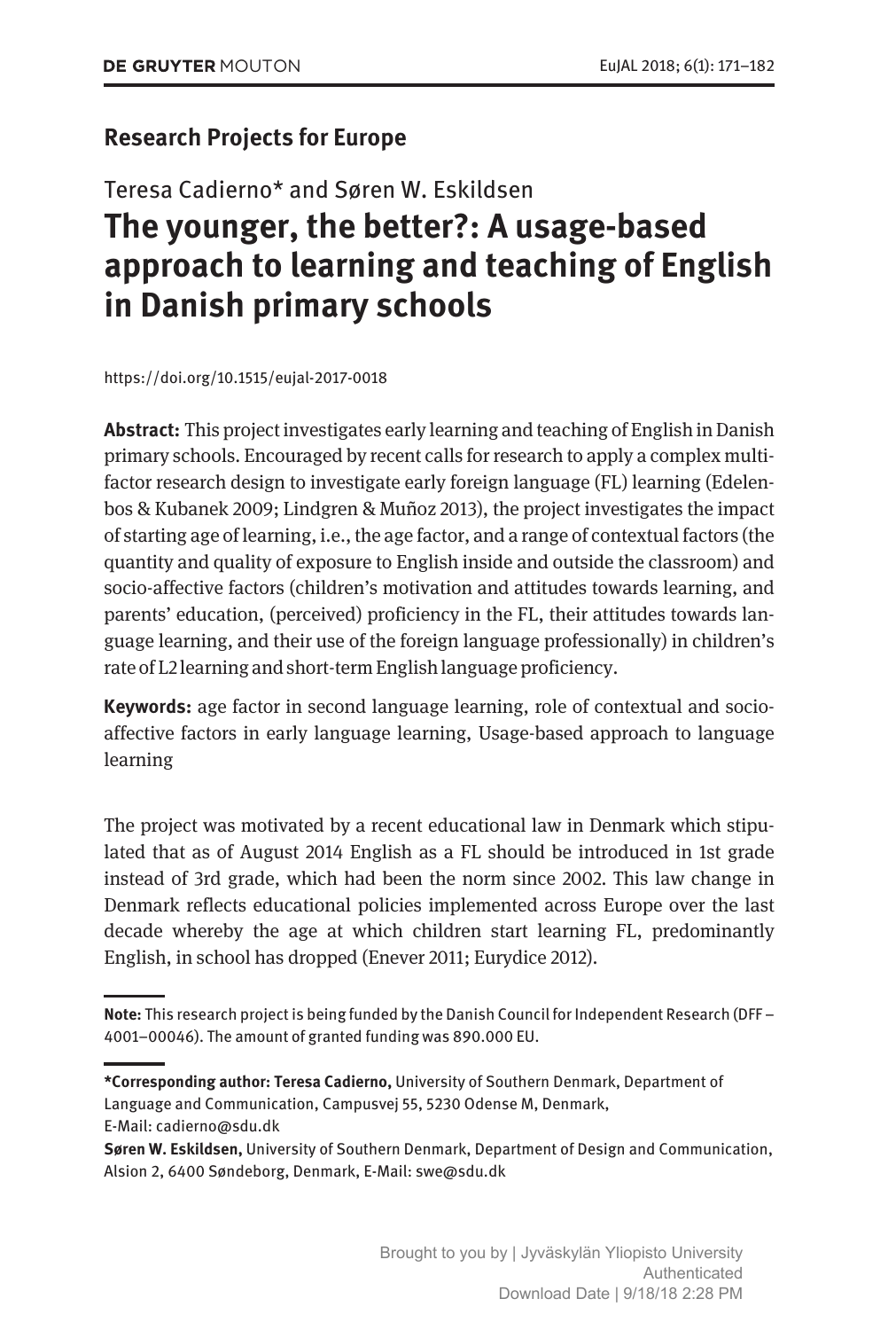**Research Projects for Europe**

Teresa Cadierno* and Søren W. Eskildsen

# The younger, the better?: A usage-based approach to learning and teaching of English in Danish primary schools

https://doi.org/10.1515/eujal-2017-0018

**Abstract:** This project investigates early learning and teaching of English in Danish primary schools. Encouraged by recent calls for research to apply a complex multi-factor research design to investigate early foreign language (FL) learning (Edelenbos & Kubanek 2009; Lindgren & Muñoz 2013), the project investigates the impact of starting age of learning, i.e., the age factor, and a range of contextual factors (the quantity and quality of exposure to English inside and outside the classroom) and socio-affective factors (children's motivation and attitudes towards learning, and parents' education, (perceived) proficiency in the FL, their attitudes towards language learning, and their use of the foreign language professionally) in children's rate of L2 learning and short-term English language proficiency.

**Keywords:** age factor in second language learning, role of contextual and socio-affective factors in early language learning, Usage-based approach to language learning

The project was motivated by a recent educational law in Denmark which stipulated that as of August 2014 English as a FL should be introduced in 1st grade instead of 3rd grade, which had been the norm since 2002. This law change in Denmark reflects educational policies implemented across Europe over the last decade whereby the age at which children start learning FL, predominantly English, in school has dropped (Enever 2011; Eurydice 2012).

---

**Note:** This research project is being funded by the Danish Council for Independent Research (DFF – 4001–00046). The amount of granted funding was 890.000 EU.

---

***Corresponding author: Teresa Cadierno,** University of Southern Denmark, Department of Language and Communication, Campusvej 55, 5230 Odense M, Denmark, E-Mail: cadierno@sdu.dk

**Søren W. Eskildsen,** University of Southern Denmark, Department of Design and Communication, Alsion 2, 6400 Søndeborg, Denmark, E-Mail: swe@sdu.dk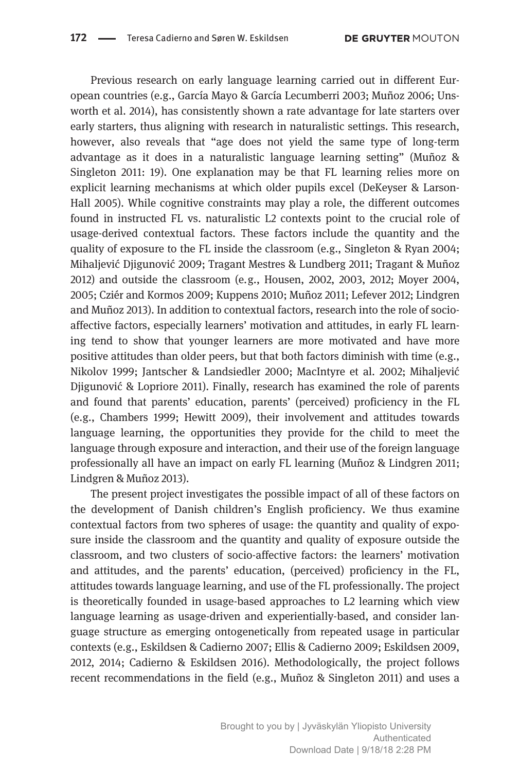Previous research on early language learning carried out in different European countries (e.g., García Mayo & García Lecumberri 2003; Muñoz 2006; Unsworth et al. 2014), has consistently shown a rate advantage for late starters over early starters, thus aligning with research in naturalistic settings. This research, however, also reveals that "age does not yield the same type of long-term advantage as it does in a naturalistic language learning setting" (Muñoz & Singleton 2011: 19). One explanation may be that FL learning relies more on explicit learning mechanisms at which older pupils excel (DeKeyser & Larson-Hall 2005). While cognitive constraints may play a role, the different outcomes found in instructed FL vs. naturalistic L2 contexts point to the crucial role of usage-derived contextual factors. These factors include the quantity and the quality of exposure to the FL inside the classroom (e.g., Singleton & Ryan 2004; Mihaljević Djigunović 2009; Tragant Mestres & Lundberg 2011; Tragant & Muñoz 2012) and outside the classroom (e.g., Housen, 2002, 2003, 2012; Moyer 2004, 2005; Cziér and Kormos 2009; Kuppens 2010; Muñoz 2011; Lefever 2012; Lindgren and Muñoz 2013). In addition to contextual factors, research into the role of socio-affective factors, especially learners' motivation and attitudes, in early FL learning tend to show that younger learners are more motivated and have more positive attitudes than older peers, but that both factors diminish with time (e.g., Nikolov 1999; Jantscher & Landsiedler 2000; MacIntyre et al. 2002; Mihaljević Djigunović & Lopriore 2011). Finally, research has examined the role of parents and found that parents' education, parents' (perceived) proficiency in the FL (e.g., Chambers 1999; Hewitt 2009), their involvement and attitudes towards language learning, the opportunities they provide for the child to meet the language through exposure and interaction, and their use of the foreign language professionally all have an impact on early FL learning (Muñoz & Lindgren 2011; Lindgren & Muñoz 2013).

The present project investigates the possible impact of all of these factors on the development of Danish children's English proficiency. We thus examine contextual factors from two spheres of usage: the quantity and quality of exposure inside the classroom and the quantity and quality of exposure outside the classroom, and two clusters of socio-affective factors: the learners' motivation and attitudes, and the parents' education, (perceived) proficiency in the FL, attitudes towards language learning, and use of the FL professionally. The project is theoretically founded in usage-based approaches to L2 learning which view language learning as usage-driven and experientially-based, and consider language structure as emerging ontogenetically from repeated usage in particular contexts (e.g., Eskildsen & Cadierno 2007; Ellis & Cadierno 2009; Eskildsen 2009, 2012, 2014; Cadierno & Eskildsen 2016). Methodologically, the project follows recent recommendations in the field (e.g., Muñoz & Singleton 2011) and uses a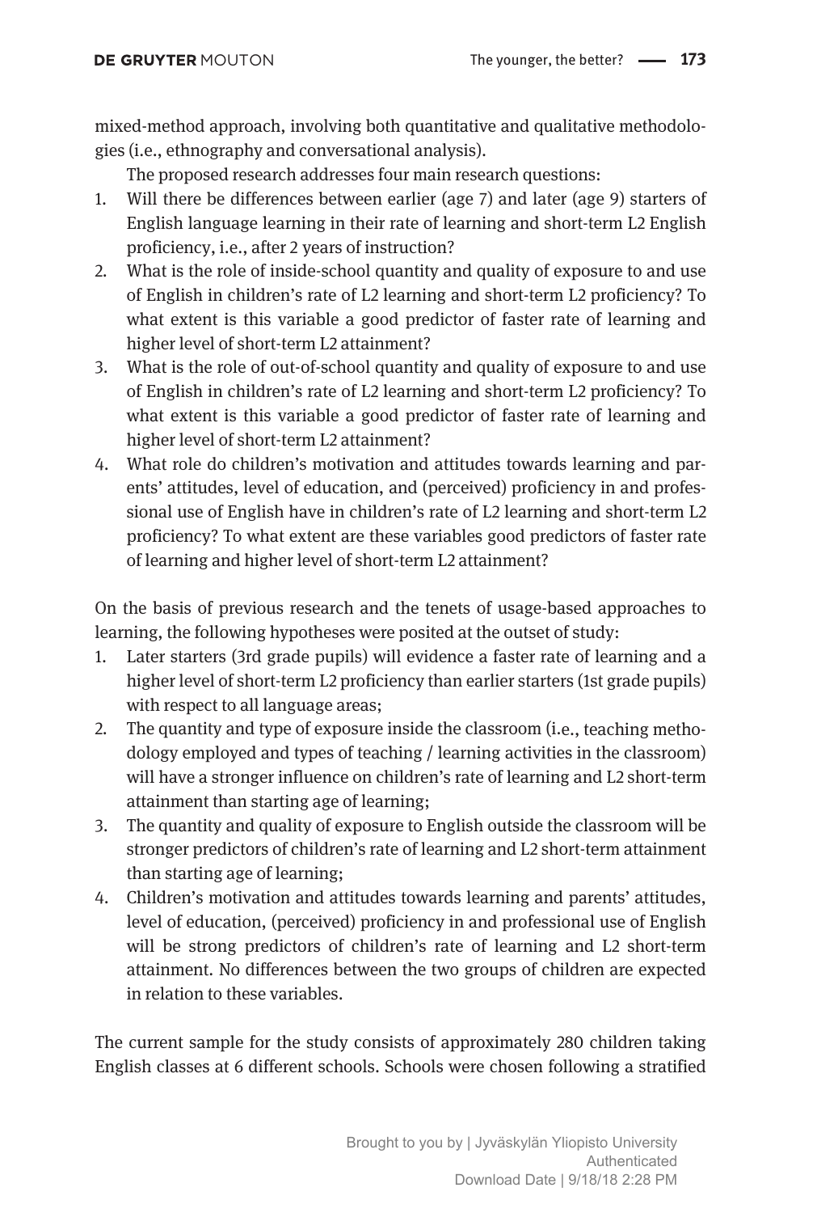mixed-method approach, involving both quantitative and qualitative methodologies (i.e., ethnography and conversational analysis).

The proposed research addresses four main research questions:

1. Will there be differences between earlier (age 7) and later (age 9) starters of English language learning in their rate of learning and short-term L2 English proficiency, i.e., after 2 years of instruction?
2. What is the role of inside-school quantity and quality of exposure to and use of English in children's rate of L2 learning and short-term L2 proficiency? To what extent is this variable a good predictor of faster rate of learning and higher level of short-term L2 attainment?
3. What is the role of out-of-school quantity and quality of exposure to and use of English in children's rate of L2 learning and short-term L2 proficiency? To what extent is this variable a good predictor of faster rate of learning and higher level of short-term L2 attainment?
4. What role do children's motivation and attitudes towards learning and parents' attitudes, level of education, and (perceived) proficiency in and professional use of English have in children's rate of L2 learning and short-term L2 proficiency? To what extent are these variables good predictors of faster rate of learning and higher level of short-term L2 attainment?

On the basis of previous research and the tenets of usage-based approaches to learning, the following hypotheses were posited at the outset of study:

1. Later starters (3rd grade pupils) will evidence a faster rate of learning and a higher level of short-term L2 proficiency than earlier starters (1st grade pupils) with respect to all language areas;
2. The quantity and type of exposure inside the classroom (i.e., teaching methodology employed and types of teaching / learning activities in the classroom) will have a stronger influence on children's rate of learning and L2 short-term attainment than starting age of learning;
3. The quantity and quality of exposure to English outside the classroom will be stronger predictors of children's rate of learning and L2 short-term attainment than starting age of learning;
4. Children's motivation and attitudes towards learning and parents' attitudes, level of education, (perceived) proficiency in and professional use of English will be strong predictors of children's rate of learning and L2 short-term attainment. No differences between the two groups of children are expected in relation to these variables.

The current sample for the study consists of approximately 280 children taking English classes at 6 different schools. Schools were chosen following a stratified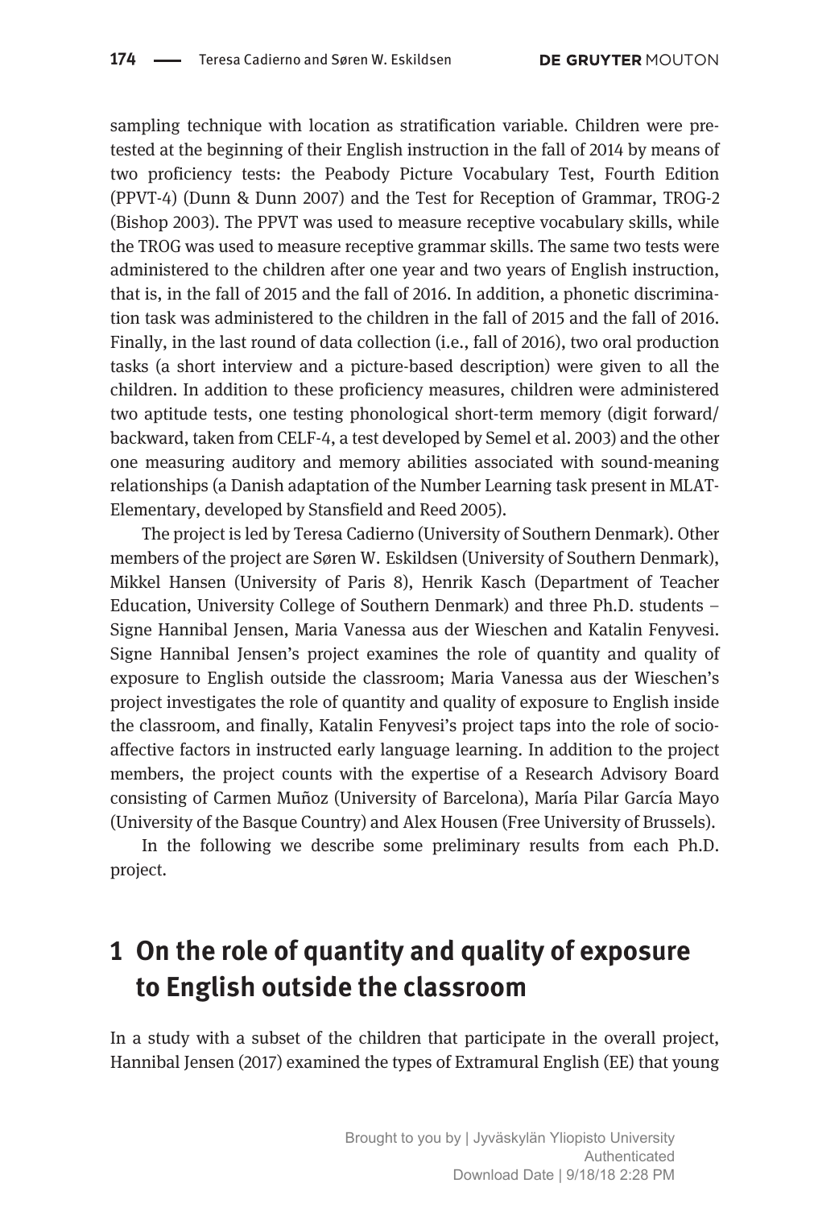sampling technique with location as stratification variable. Children were pretested at the beginning of their English instruction in the fall of 2014 by means of two proficiency tests: the Peabody Picture Vocabulary Test, Fourth Edition (PPVT-4) (Dunn & Dunn 2007) and the Test for Reception of Grammar, TROG-2 (Bishop 2003). The PPVT was used to measure receptive vocabulary skills, while the TROG was used to measure receptive grammar skills. The same two tests were administered to the children after one year and two years of English instruction, that is, in the fall of 2015 and the fall of 2016. In addition, a phonetic discrimination task was administered to the children in the fall of 2015 and the fall of 2016. Finally, in the last round of data collection (i.e., fall of 2016), two oral production tasks (a short interview and a picture-based description) were given to all the children. In addition to these proficiency measures, children were administered two aptitude tests, one testing phonological short-term memory (digit forward/backward, taken from CELF-4, a test developed by Semel et al. 2003) and the other one measuring auditory and memory abilities associated with sound-meaning relationships (a Danish adaptation of the Number Learning task present in MLAT-Elementary, developed by Stansfield and Reed 2005).

The project is led by Teresa Cadierno (University of Southern Denmark). Other members of the project are Søren W. Eskildsen (University of Southern Denmark), Mikkel Hansen (University of Paris 8), Henrik Kasch (Department of Teacher Education, University College of Southern Denmark) and three Ph.D. students – Signe Hannibal Jensen, Maria Vanessa aus der Wieschen and Katalin Fenyvesi. Signe Hannibal Jensen's project examines the role of quantity and quality of exposure to English outside the classroom; Maria Vanessa aus der Wieschen's project investigates the role of quantity and quality of exposure to English inside the classroom, and finally, Katalin Fenyvesi's project taps into the role of socio-affective factors in instructed early language learning. In addition to the project members, the project counts with the expertise of a Research Advisory Board consisting of Carmen Muñoz (University of Barcelona), María Pilar García Mayo (University of the Basque Country) and Alex Housen (Free University of Brussels).

In the following we describe some preliminary results from each Ph.D. project.

## 1 On the role of quantity and quality of exposure to English outside the classroom

In a study with a subset of the children that participate in the overall project, Hannibal Jensen (2017) examined the types of Extramural English (EE) that young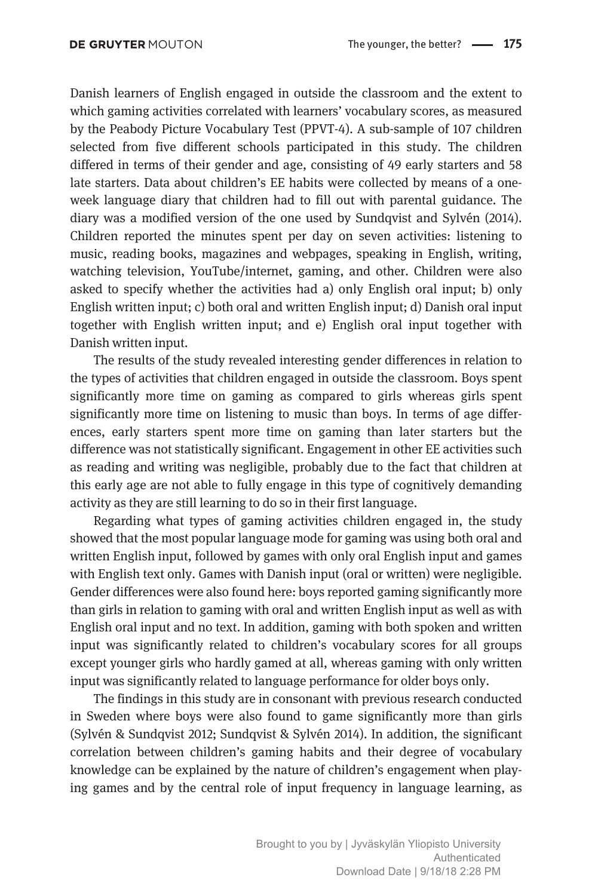Danish learners of English engaged in outside the classroom and the extent to which gaming activities correlated with learners' vocabulary scores, as measured by the Peabody Picture Vocabulary Test (PPVT-4). A sub-sample of 107 children selected from five different schools participated in this study. The children differed in terms of their gender and age, consisting of 49 early starters and 58 late starters. Data about children's EE habits were collected by means of a one-week language diary that children had to fill out with parental guidance. The diary was a modified version of the one used by Sundqvist and Sylvén (2014). Children reported the minutes spent per day on seven activities: listening to music, reading books, magazines and webpages, speaking in English, writing, watching television, YouTube/internet, gaming, and other. Children were also asked to specify whether the activities had a) only English oral input; b) only English written input; c) both oral and written English input; d) Danish oral input together with English written input; and e) English oral input together with Danish written input.

The results of the study revealed interesting gender differences in relation to the types of activities that children engaged in outside the classroom. Boys spent significantly more time on gaming as compared to girls whereas girls spent significantly more time on listening to music than boys. In terms of age differences, early starters spent more time on gaming than later starters but the difference was not statistically significant. Engagement in other EE activities such as reading and writing was negligible, probably due to the fact that children at this early age are not able to fully engage in this type of cognitively demanding activity as they are still learning to do so in their first language.

Regarding what types of gaming activities children engaged in, the study showed that the most popular language mode for gaming was using both oral and written English input, followed by games with only oral English input and games with English text only. Games with Danish input (oral or written) were negligible. Gender differences were also found here: boys reported gaming significantly more than girls in relation to gaming with oral and written English input as well as with English oral input and no text. In addition, gaming with both spoken and written input was significantly related to children's vocabulary scores for all groups except younger girls who hardly gamed at all, whereas gaming with only written input was significantly related to language performance for older boys only.

The findings in this study are in consonant with previous research conducted in Sweden where boys were also found to game significantly more than girls (Sylvén & Sundqvist 2012; Sundqvist & Sylvén 2014). In addition, the significant correlation between children's gaming habits and their degree of vocabulary knowledge can be explained by the nature of children's engagement when playing games and by the central role of input frequency in language learning, as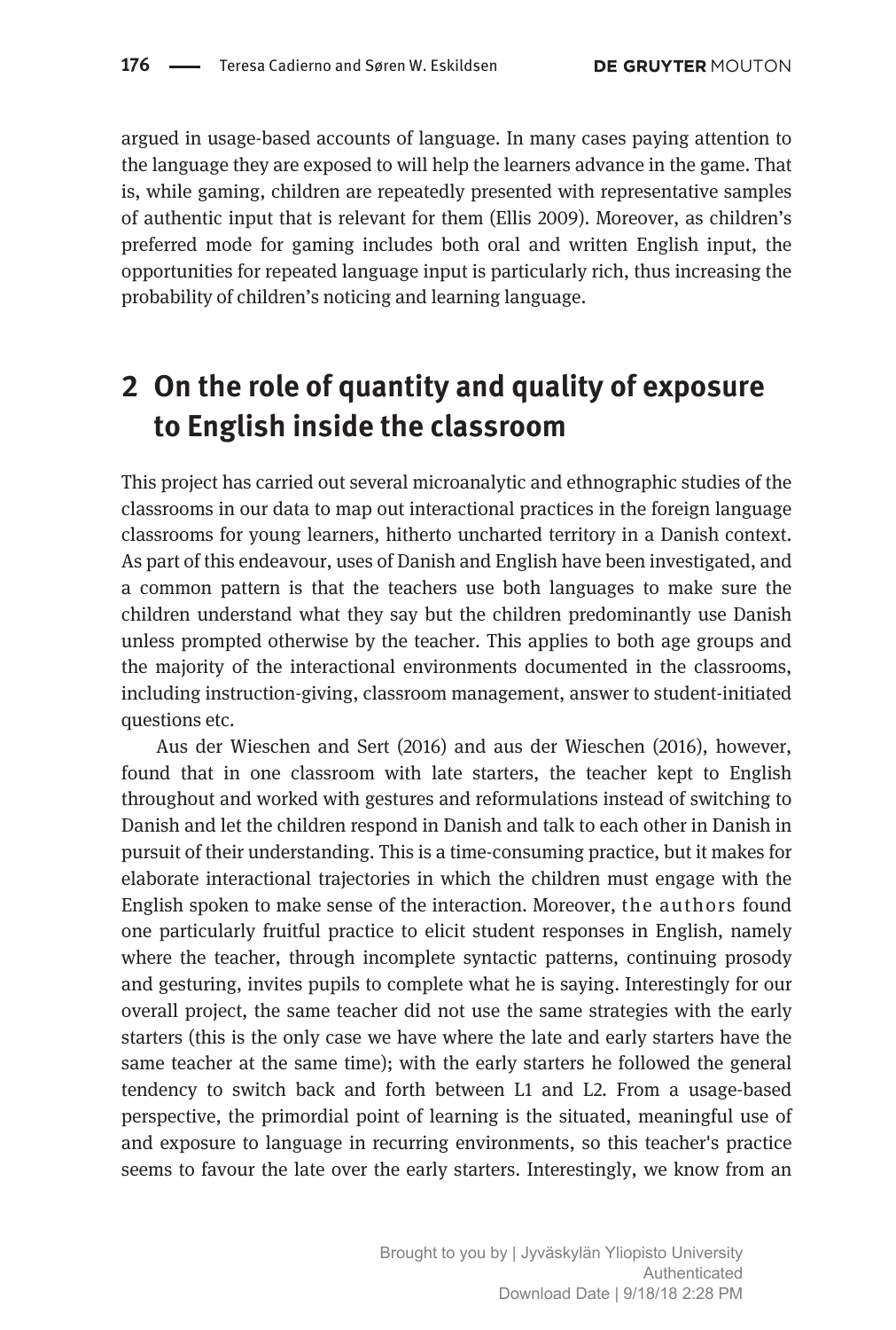argued in usage-based accounts of language. In many cases paying attention to the language they are exposed to will help the learners advance in the game. That is, while gaming, children are repeatedly presented with representative samples of authentic input that is relevant for them (Ellis 2009). Moreover, as children's preferred mode for gaming includes both oral and written English input, the opportunities for repeated language input is particularly rich, thus increasing the probability of children's noticing and learning language.

## 2 On the role of quantity and quality of exposure to English inside the classroom

This project has carried out several microanalytic and ethnographic studies of the classrooms in our data to map out interactional practices in the foreign language classrooms for young learners, hitherto uncharted territory in a Danish context. As part of this endeavour, uses of Danish and English have been investigated, and a common pattern is that the teachers use both languages to make sure the children understand what they say but the children predominantly use Danish unless prompted otherwise by the teacher. This applies to both age groups and the majority of the interactional environments documented in the classrooms, including instruction-giving, classroom management, answer to student-initiated questions etc.

Aus der Wieschen and Sert (2016) and aus der Wieschen (2016), however, found that in one classroom with late starters, the teacher kept to English throughout and worked with gestures and reformulations instead of switching to Danish and let the children respond in Danish and talk to each other in Danish in pursuit of their understanding. This is a time-consuming practice, but it makes for elaborate interactional trajectories in which the children must engage with the English spoken to make sense of the interaction. Moreover, the authors found one particularly fruitful practice to elicit student responses in English, namely where the teacher, through incomplete syntactic patterns, continuing prosody and gesturing, invites pupils to complete what he is saying. Interestingly for our overall project, the same teacher did not use the same strategies with the early starters (this is the only case we have where the late and early starters have the same teacher at the same time); with the early starters he followed the general tendency to switch back and forth between L1 and L2. From a usage-based perspective, the primordial point of learning is the situated, meaningful use of and exposure to language in recurring environments, so this teacher's practice seems to favour the late over the early starters. Interestingly, we know from an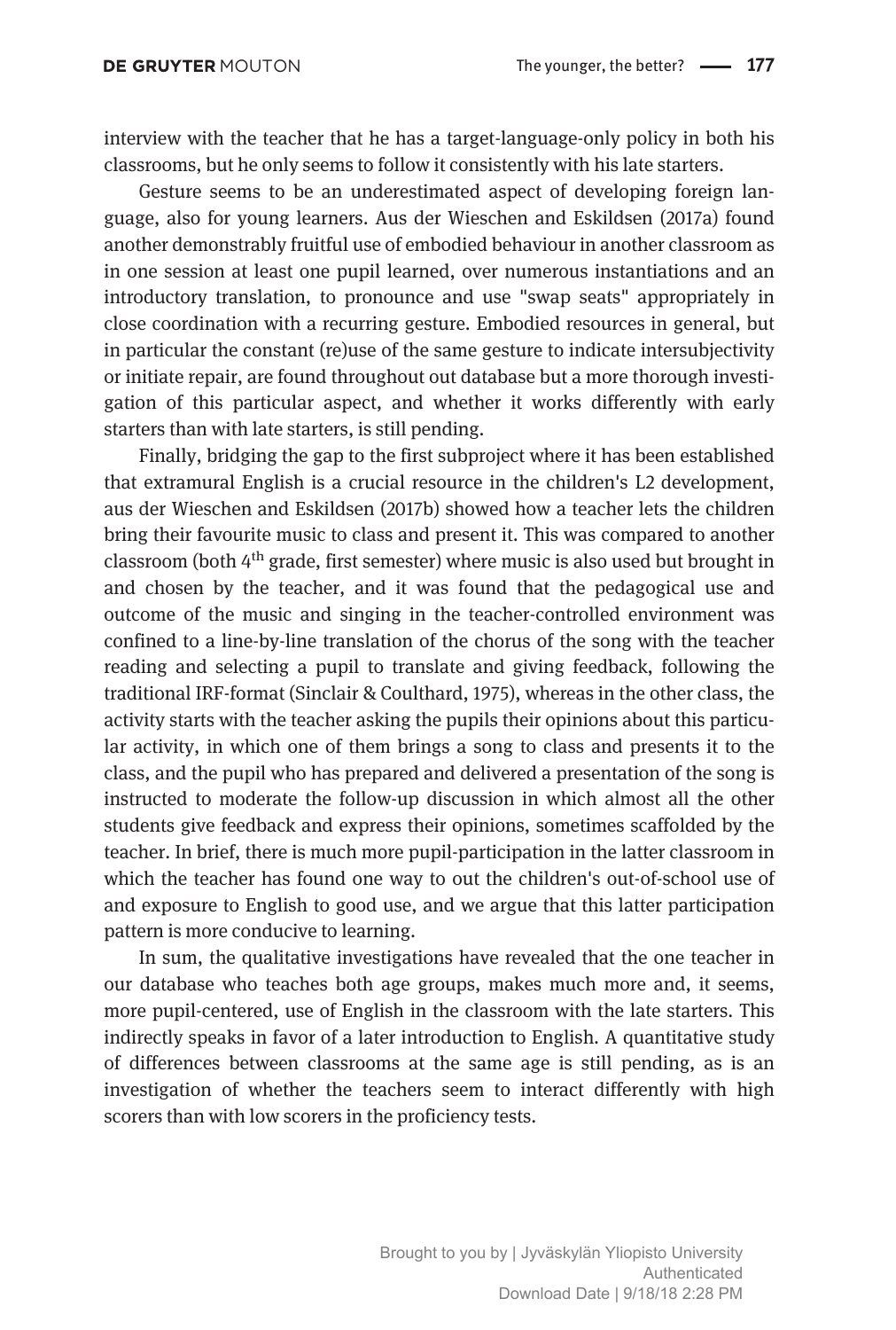interview with the teacher that he has a target-language-only policy in both his classrooms, but he only seems to follow it consistently with his late starters.

Gesture seems to be an underestimated aspect of developing foreign language, also for young learners. Aus der Wieschen and Eskildsen (2017a) found another demonstrably fruitful use of embodied behaviour in another classroom as in one session at least one pupil learned, over numerous instantiations and an introductory translation, to pronounce and use "swap seats" appropriately in close coordination with a recurring gesture. Embodied resources in general, but in particular the constant (re)use of the same gesture to indicate intersubjectivity or initiate repair, are found throughout out database but a more thorough investigation of this particular aspect, and whether it works differently with early starters than with late starters, is still pending.

Finally, bridging the gap to the first subproject where it has been established that extramural English is a crucial resource in the children's L2 development, aus der Wieschen and Eskildsen (2017b) showed how a teacher lets the children bring their favourite music to class and present it. This was compared to another classroom (both 4th grade, first semester) where music is also used but brought in and chosen by the teacher, and it was found that the pedagogical use and outcome of the music and singing in the teacher-controlled environment was confined to a line-by-line translation of the chorus of the song with the teacher reading and selecting a pupil to translate and giving feedback, following the traditional IRF-format (Sinclair & Coulthard, 1975), whereas in the other class, the activity starts with the teacher asking the pupils their opinions about this particular activity, in which one of them brings a song to class and presents it to the class, and the pupil who has prepared and delivered a presentation of the song is instructed to moderate the follow-up discussion in which almost all the other students give feedback and express their opinions, sometimes scaffolded by the teacher. In brief, there is much more pupil-participation in the latter classroom in which the teacher has found one way to out the children's out-of-school use of and exposure to English to good use, and we argue that this latter participation pattern is more conducive to learning.

In sum, the qualitative investigations have revealed that the one teacher in our database who teaches both age groups, makes much more and, it seems, more pupil-centered, use of English in the classroom with the late starters. This indirectly speaks in favor of a later introduction to English. A quantitative study of differences between classrooms at the same age is still pending, as is an investigation of whether the teachers seem to interact differently with high scorers than with low scorers in the proficiency tests.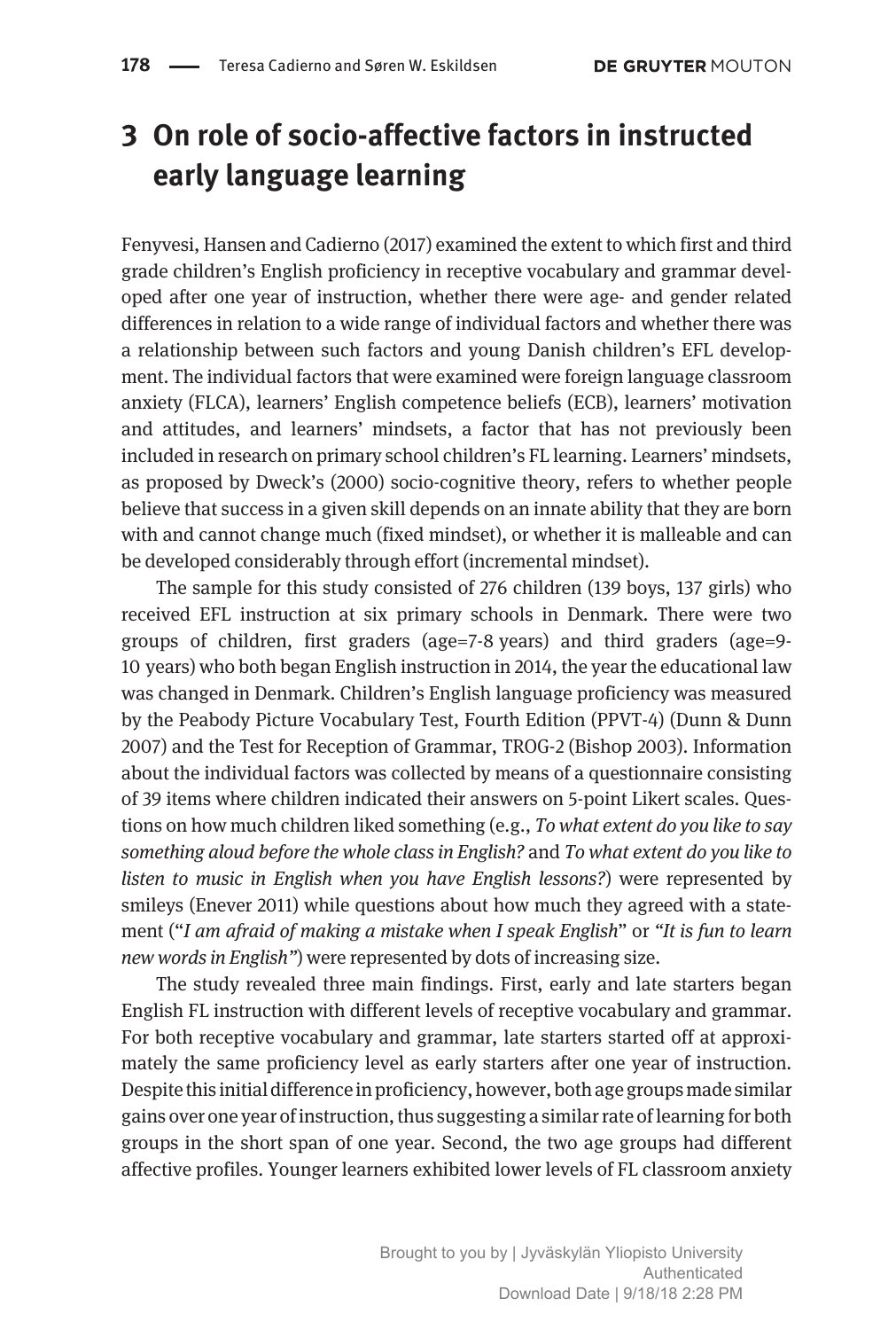## 3 On role of socio-affective factors in instructed early language learning

Fenyvesi, Hansen and Cadierno (2017) examined the extent to which first and third grade children's English proficiency in receptive vocabulary and grammar developed after one year of instruction, whether there were age- and gender related differences in relation to a wide range of individual factors and whether there was a relationship between such factors and young Danish children's EFL development. The individual factors that were examined were foreign language classroom anxiety (FLCA), learners' English competence beliefs (ECB), learners' motivation and attitudes, and learners' mindsets, a factor that has not previously been included in research on primary school children's FL learning. Learners' mindsets, as proposed by Dweck's (2000) socio-cognitive theory, refers to whether people believe that success in a given skill depends on an innate ability that they are born with and cannot change much (fixed mindset), or whether it is malleable and can be developed considerably through effort (incremental mindset).

The sample for this study consisted of 276 children (139 boys, 137 girls) who received EFL instruction at six primary schools in Denmark. There were two groups of children, first graders (age=7-8 years) and third graders (age=9-10 years) who both began English instruction in 2014, the year the educational law was changed in Denmark. Children's English language proficiency was measured by the Peabody Picture Vocabulary Test, Fourth Edition (PPVT-4) (Dunn & Dunn 2007) and the Test for Reception of Grammar, TROG-2 (Bishop 2003). Information about the individual factors was collected by means of a questionnaire consisting of 39 items where children indicated their answers on 5-point Likert scales. Questions on how much children liked something (e.g., *To what extent do you like to say something aloud before the whole class in English?* and *To what extent do you like to listen to music in English when you have English lessons?*) were represented by smileys (Enever 2011) while questions about how much they agreed with a statement ("*I am afraid of making a mistake when I speak English*" or *"It is fun to learn new words in English"*) were represented by dots of increasing size.

The study revealed three main findings. First, early and late starters began English FL instruction with different levels of receptive vocabulary and grammar. For both receptive vocabulary and grammar, late starters started off at approximately the same proficiency level as early starters after one year of instruction. Despite this initial difference in proficiency, however, both age groups made similar gains over one year of instruction, thus suggesting a similar rate of learning for both groups in the short span of one year. Second, the two age groups had different affective profiles. Younger learners exhibited lower levels of FL classroom anxiety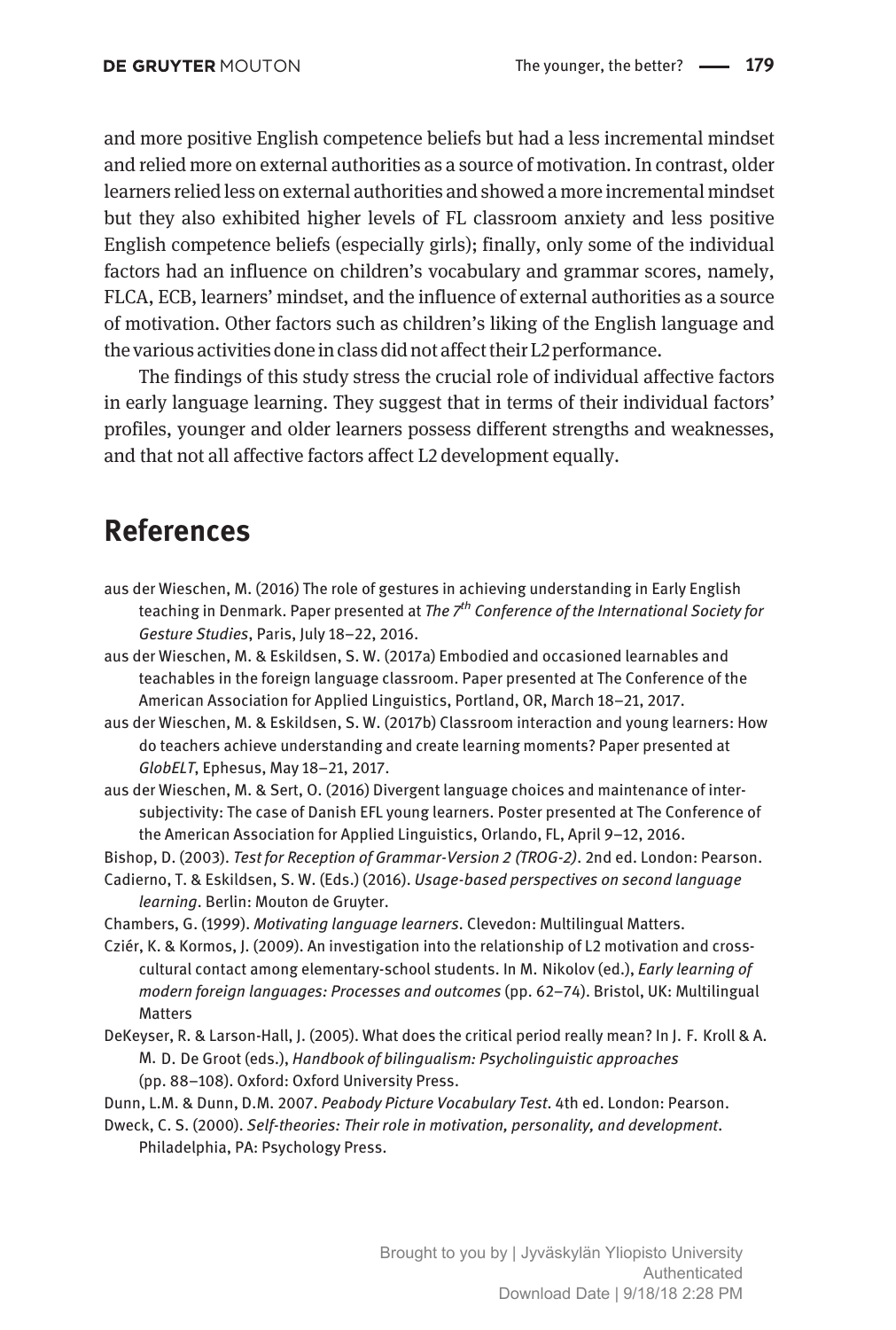and more positive English competence beliefs but had a less incremental mindset and relied more on external authorities as a source of motivation. In contrast, older learners relied less on external authorities and showed a more incremental mindset but they also exhibited higher levels of FL classroom anxiety and less positive English competence beliefs (especially girls); finally, only some of the individual factors had an influence on children's vocabulary and grammar scores, namely, FLCA, ECB, learners' mindset, and the influence of external authorities as a source of motivation. Other factors such as children's liking of the English language and the various activities done in class did not affect their L2 performance.

The findings of this study stress the crucial role of individual affective factors in early language learning. They suggest that in terms of their individual factors' profiles, younger and older learners possess different strengths and weaknesses, and that not all affective factors affect L2 development equally.

## References

aus der Wieschen, M. (2016) The role of gestures in achieving understanding in Early English teaching in Denmark. Paper presented at *The 7th Conference of the International Society for Gesture Studies*, Paris, July 18–22, 2016.

aus der Wieschen, M. & Eskildsen, S. W. (2017a) Embodied and occasioned learnables and teachables in the foreign language classroom. Paper presented at The Conference of the American Association for Applied Linguistics, Portland, OR, March 18–21, 2017.

aus der Wieschen, M. & Eskildsen, S. W. (2017b) Classroom interaction and young learners: How do teachers achieve understanding and create learning moments? Paper presented at *GlobELT*, Ephesus, May 18–21, 2017.

aus der Wieschen, M. & Sert, O. (2016) Divergent language choices and maintenance of intersubjectivity: The case of Danish EFL young learners. Poster presented at The Conference of the American Association for Applied Linguistics, Orlando, FL, April 9–12, 2016.

Bishop, D. (2003). *Test for Reception of Grammar-Version 2 (TROG-2)*. 2nd ed. London: Pearson.

Cadierno, T. & Eskildsen, S. W. (Eds.) (2016). *Usage-based perspectives on second language learning*. Berlin: Mouton de Gruyter.

Chambers, G. (1999). *Motivating language learners*. Clevedon: Multilingual Matters.

Cziér, K. & Kormos, J. (2009). An investigation into the relationship of L2 motivation and cross-cultural contact among elementary-school students. In M. Nikolov (ed.), *Early learning of modern foreign languages: Processes and outcomes* (pp. 62–74). Bristol, UK: Multilingual Matters

DeKeyser, R. & Larson-Hall, J. (2005). What does the critical period really mean? In J. F. Kroll & A. M. D. De Groot (eds.), *Handbook of bilingualism: Psycholinguistic approaches* (pp. 88–108). Oxford: Oxford University Press.

Dunn, L.M. & Dunn, D.M. 2007. *Peabody Picture Vocabulary Test*. 4th ed. London: Pearson.

Dweck, C. S. (2000). *Self-theories: Their role in motivation, personality, and development*. Philadelphia, PA: Psychology Press.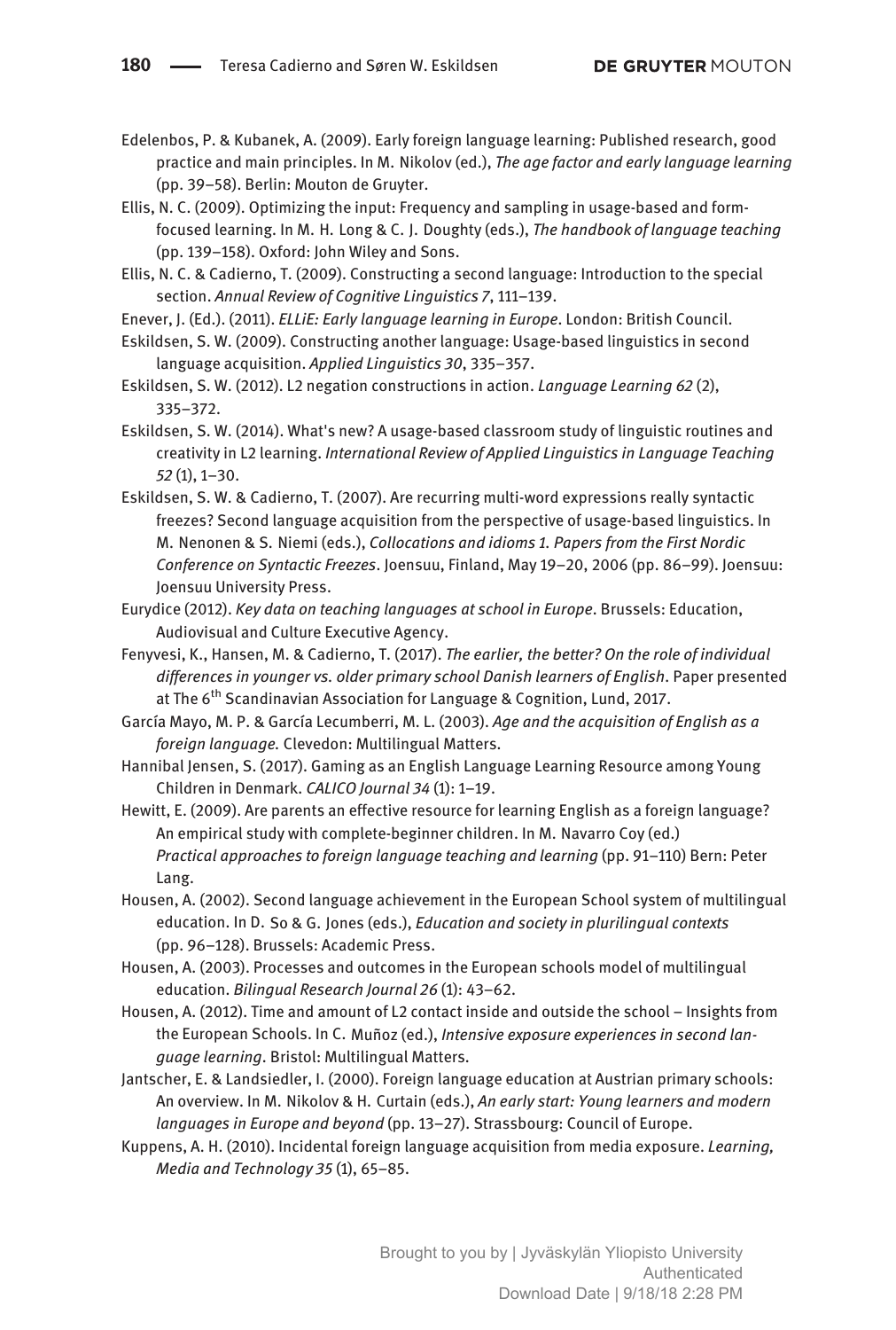Edelenbos, P. & Kubanek, A. (2009). Early foreign language learning: Published research, good practice and main principles. In M. Nikolov (ed.), *The age factor and early language learning* (pp. 39–58). Berlin: Mouton de Gruyter.

Ellis, N. C. (2009). Optimizing the input: Frequency and sampling in usage-based and form-focused learning. In M. H. Long & C. J. Doughty (eds.), *The handbook of language teaching* (pp. 139–158). Oxford: John Wiley and Sons.

Ellis, N. C. & Cadierno, T. (2009). Constructing a second language: Introduction to the special section. *Annual Review of Cognitive Linguistics 7*, 111–139.

Enever, J. (Ed.). (2011). *ELLiE: Early language learning in Europe*. London: British Council.

Eskildsen, S. W. (2009). Constructing another language: Usage-based linguistics in second language acquisition. *Applied Linguistics 30*, 335–357.

Eskildsen, S. W. (2012). L2 negation constructions in action. *Language Learning 62* (2), 335–372.

Eskildsen, S. W. (2014). What's new? A usage-based classroom study of linguistic routines and creativity in L2 learning. *International Review of Applied Linguistics in Language Teaching 52* (1), 1–30.

Eskildsen, S. W. & Cadierno, T. (2007). Are recurring multi-word expressions really syntactic freezes? Second language acquisition from the perspective of usage-based linguistics. In M. Nenonen & S. Niemi (eds.), *Collocations and idioms 1. Papers from the First Nordic Conference on Syntactic Freezes*. Joensuu, Finland, May 19–20, 2006 (pp. 86–99). Joensuu: Joensuu University Press.

Eurydice (2012). *Key data on teaching languages at school in Europe*. Brussels: Education, Audiovisual and Culture Executive Agency.

Fenyvesi, K., Hansen, M. & Cadierno, T. (2017). *The earlier, the better? On the role of individual differences in younger vs. older primary school Danish learners of English*. Paper presented at The 6th Scandinavian Association for Language & Cognition, Lund, 2017.

García Mayo, M. P. & García Lecumberri, M. L. (2003). *Age and the acquisition of English as a foreign language.* Clevedon: Multilingual Matters.

Hannibal Jensen, S. (2017). Gaming as an English Language Learning Resource among Young Children in Denmark. *CALICO Journal 34* (1): 1–19.

Hewitt, E. (2009). Are parents an effective resource for learning English as a foreign language? An empirical study with complete-beginner children. In M. Navarro Coy (ed.) *Practical approaches to foreign language teaching and learning* (pp. 91–110) Bern: Peter Lang.

Housen, A. (2002). Second language achievement in the European School system of multilingual education. In D. So & G. Jones (eds.), *Education and society in plurilingual contexts* (pp. 96–128). Brussels: Academic Press.

Housen, A. (2003). Processes and outcomes in the European schools model of multilingual education. *Bilingual Research Journal 26* (1): 43–62.

Housen, A. (2012). Time and amount of L2 contact inside and outside the school – Insights from the European Schools. In C. Muñoz (ed.), *Intensive exposure experiences in second language learning*. Bristol: Multilingual Matters.

Jantscher, E. & Landsiedler, I. (2000). Foreign language education at Austrian primary schools: An overview. In M. Nikolov & H. Curtain (eds.), *An early start: Young learners and modern languages in Europe and beyond* (pp. 13–27). Strassbourg: Council of Europe.

Kuppens, A. H. (2010). Incidental foreign language acquisition from media exposure. *Learning, Media and Technology 35* (1), 65–85.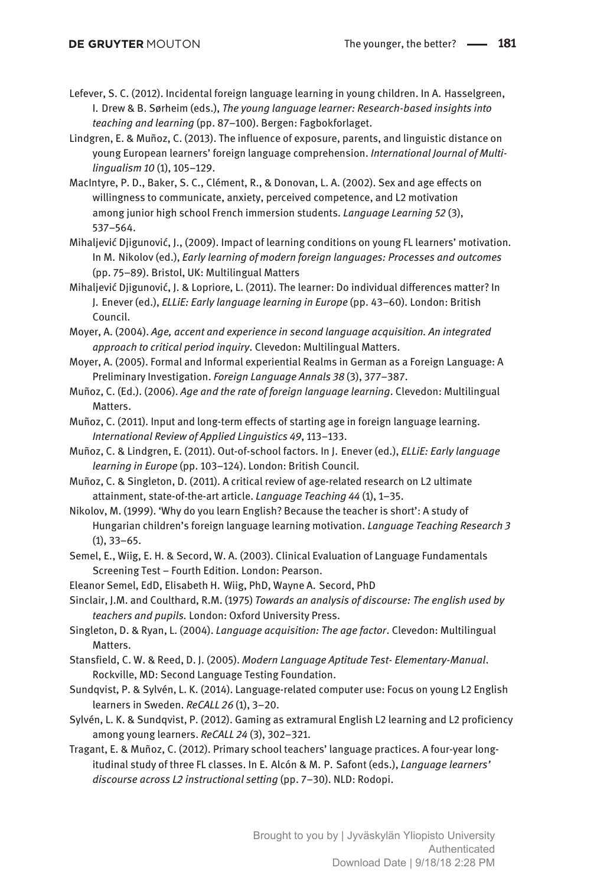Lefever, S. C. (2012). Incidental foreign language learning in young children. In A. Hasselgreen, I. Drew & B. Sørheim (eds.), *The young language learner: Research-based insights into teaching and learning* (pp. 87–100). Bergen: Fagbokforlaget.

Lindgren, E. & Muñoz, C. (2013). The influence of exposure, parents, and linguistic distance on young European learners' foreign language comprehension. *International Journal of Multilingualism 10* (1), 105–129.

MacIntyre, P. D., Baker, S. C., Clément, R., & Donovan, L. A. (2002). Sex and age effects on willingness to communicate, anxiety, perceived competence, and L2 motivation among junior high school French immersion students. *Language Learning 52* (3), 537–564.

Mihaljević Djigunović, J., (2009). Impact of learning conditions on young FL learners' motivation. In M. Nikolov (ed.), *Early learning of modern foreign languages: Processes and outcomes* (pp. 75–89). Bristol, UK: Multilingual Matters

Mihaljević Djigunović, J. & Lopriore, L. (2011). The learner: Do individual differences matter? In J. Enever (ed.), *ELLiE: Early language learning in Europe* (pp. 43–60). London: British Council.

Moyer, A. (2004). *Age, accent and experience in second language acquisition. An integrated approach to critical period inquiry*. Clevedon: Multilingual Matters.

Moyer, A. (2005). Formal and Informal experiential Realms in German as a Foreign Language: A Preliminary Investigation. *Foreign Language Annals 38* (3), 377–387.

Muñoz, C. (Ed.). (2006). *Age and the rate of foreign language learning*. Clevedon: Multilingual Matters.

Muñoz, C. (2011). Input and long-term effects of starting age in foreign language learning. *International Review of Applied Linguistics 49*, 113–133.

Muñoz, C. & Lindgren, E. (2011). Out-of-school factors. In J. Enever (ed.), *ELLiE: Early language learning in Europe* (pp. 103–124). London: British Council.

Muñoz, C. & Singleton, D. (2011). A critical review of age-related research on L2 ultimate attainment, state-of-the-art article. *Language Teaching 44* (1), 1–35.

Nikolov, M. (1999). 'Why do you learn English? Because the teacher is short': A study of Hungarian children's foreign language learning motivation. *Language Teaching Research 3* (1), 33–65.

Semel, E., Wiig, E. H. & Secord, W. A. (2003). Clinical Evaluation of Language Fundamentals Screening Test – Fourth Edition. London: Pearson.

Eleanor Semel, EdD, Elisabeth H. Wiig, PhD, Wayne A. Secord, PhD

Sinclair, J.M. and Coulthard, R.M. (1975) *Towards an analysis of discourse: The english used by teachers and pupils.* London: Oxford University Press.

Singleton, D. & Ryan, L. (2004). *Language acquisition: The age factor*. Clevedon: Multilingual Matters.

Stansfield, C. W. & Reed, D. J. (2005). *Modern Language Aptitude Test- Elementary-Manual*. Rockville, MD: Second Language Testing Foundation.

Sundqvist, P. & Sylvén, L. K. (2014). Language-related computer use: Focus on young L2 English learners in Sweden. *ReCALL 26* (1), 3–20.

Sylvén, L. K. & Sundqvist, P. (2012). Gaming as extramural English L2 learning and L2 proficiency among young learners. *ReCALL 24* (3), 302–321.

Tragant, E. & Muñoz, C. (2012). Primary school teachers' language practices. A four-year longitudinal study of three FL classes. In E. Alcón & M. P. Safont (eds.), *Language learners' discourse across L2 instructional setting* (pp. 7–30). NLD: Rodopi.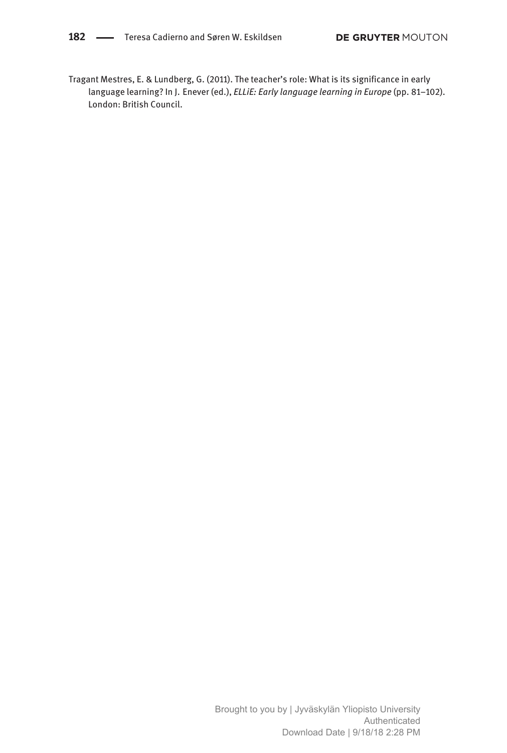Tragant Mestres, E. & Lundberg, G. (2011). The teacher's role: What is its significance in early language learning? In J. Enever (ed.), *ELLiE: Early language learning in Europe* (pp. 81–102). London: British Council.